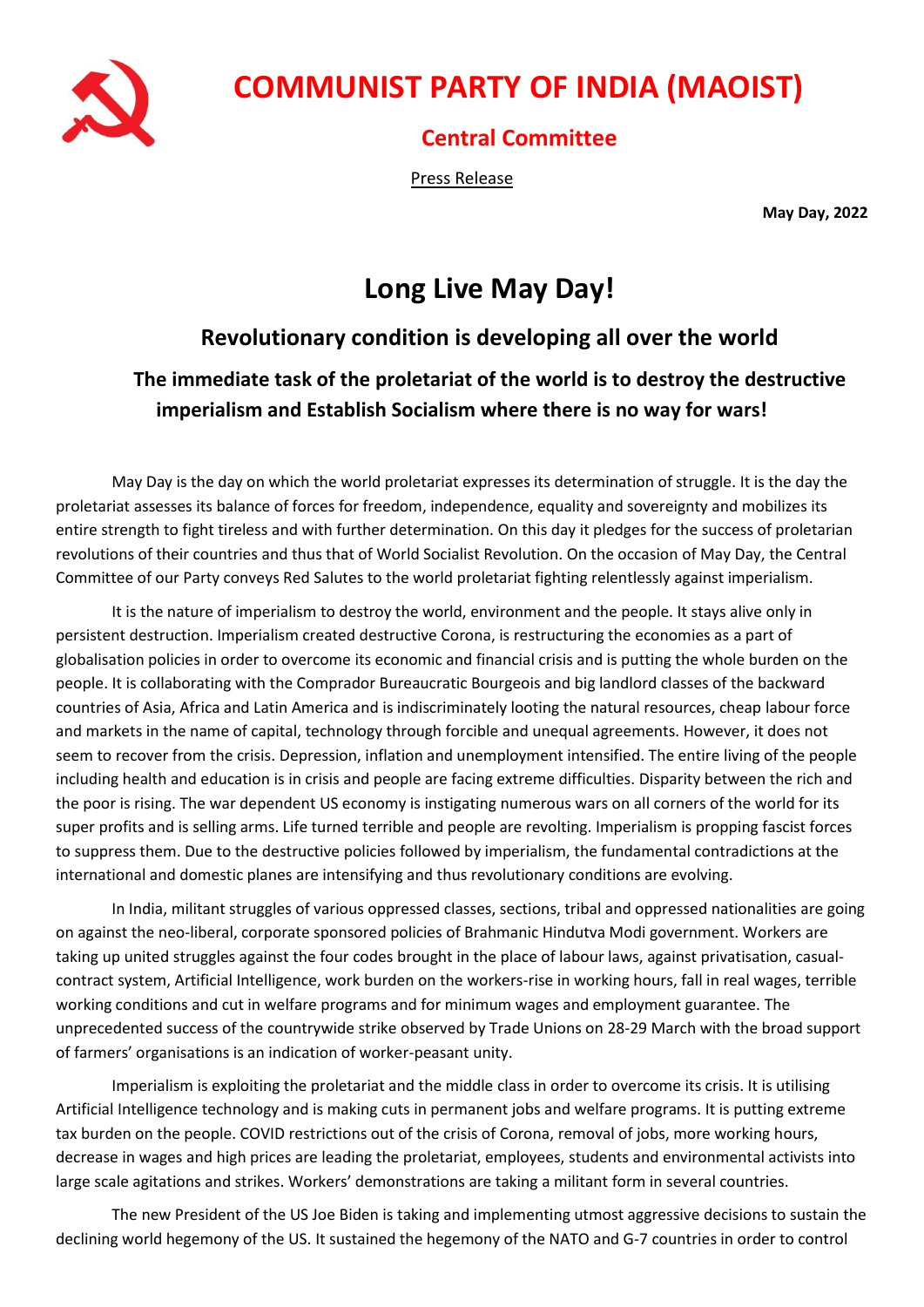# COMMUNIST PARTY OF INDIA (MAOIST)

## Central Committee

Press Release

**May Day, 2022**

# Long Live May Day!

## Revolutionary condition is developing all over the world

### The immediate task of the proletariat of the world is to destroy the destructive imperialism and Establish Socialism where there is no way for wars!

May Day is the day on which the world proletariat expresses its determination of struggle. It is the day the proletariat assesses its balance of forces for freedom, independence, equality and sovereignty and mobilizes its entire strength to fight tireless and with further determination. On this day it pledges for the success of proletarian revolutions of their countries and thus that of World Socialist Revolution. On the occasion of May Day, the Central Committee of our Party conveys Red Salutes to the world proletariat fighting relentlessly against imperialism.

It is the nature of imperialism to destroy the world, environment and the people. It stays alive only in persistent destruction. Imperialism created destructive Corona, is restructuring the economies as a part of globalisation policies in order to overcome its economic and financial crisis and is putting the whole burden on the people. It is collaborating with the Comprador Bureaucratic Bourgeois and big landlord classes of the backward countries of Asia, Africa and Latin America and is indiscriminately looting the natural resources, cheap labour force and markets in the name of capital, technology through forcible and unequal agreements. However, it does not seem to recover from the crisis. Depression, inflation and unemployment intensified. The entire living of the people including health and education is in crisis and people are facing extreme difficulties. Disparity between the rich and the poor is rising. The war dependent US economy is instigating numerous wars on all corners of the world for its super profits and is selling arms. Life turned terrible and people are revolting. Imperialism is propping fascist forces to suppress them. Due to the destructive policies followed by imperialism, the fundamental contradictions at the international and domestic planes are intensifying and thus revolutionary conditions are evolving.

In India, militant struggles of various oppressed classes, sections, tribal and oppressed nationalities are going on against the neo-liberal, corporate sponsored policies of Brahmanic Hindutva Modi government. Workers are taking up united struggles against the four codes brought in the place of labour laws, against privatisation, casual-contract system, Artificial Intelligence, work burden on the workers-rise in working hours, fall in real wages, terrible working conditions and cut in welfare programs and for minimum wages and employment guarantee. The unprecedented success of the countrywide strike observed by Trade Unions on 28-29 March with the broad support of farmers' organisations is an indication of worker-peasant unity.

Imperialism is exploiting the proletariat and the middle class in order to overcome its crisis. It is utilising Artificial Intelligence technology and is making cuts in permanent jobs and welfare programs. It is putting extreme tax burden on the people. COVID restrictions out of the crisis of Corona, removal of jobs, more working hours, decrease in wages and high prices are leading the proletariat, employees, students and environmental activists into large scale agitations and strikes. Workers' demonstrations are taking a militant form in several countries.

The new President of the US Joe Biden is taking and implementing utmost aggressive decisions to sustain the declining world hegemony of the US. It sustained the hegemony of the NATO and G-7 countries in order to control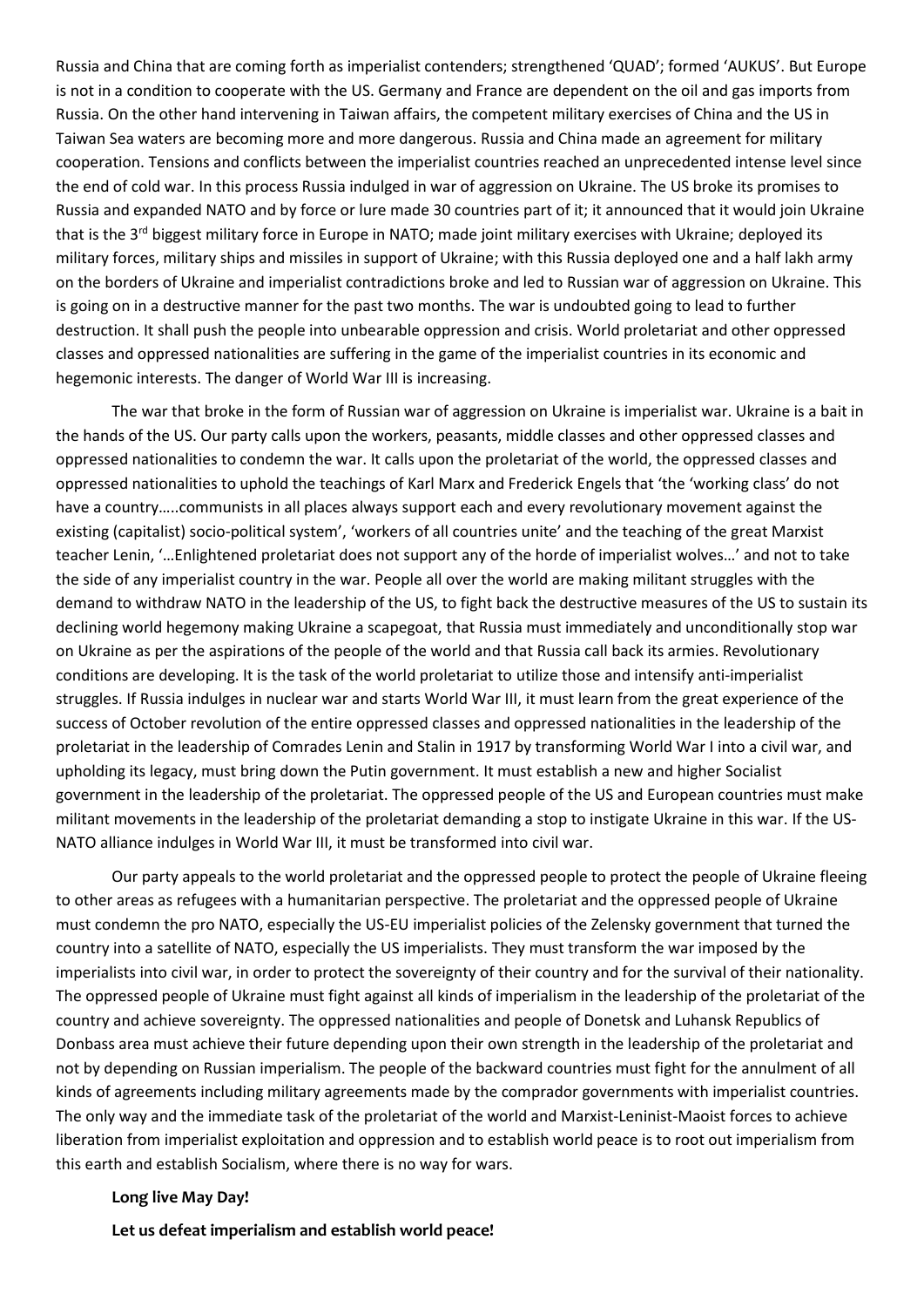Russia and China that are coming forth as imperialist contenders; strengthened 'QUAD'; formed 'AUKUS'. But Europe is not in a condition to cooperate with the US. Germany and France are dependent on the oil and gas imports from Russia. On the other hand intervening in Taiwan affairs, the competent military exercises of China and the US in Taiwan Sea waters are becoming more and more dangerous. Russia and China made an agreement for military cooperation. Tensions and conflicts between the imperialist countries reached an unprecedented intense level since the end of cold war. In this process Russia indulged in war of aggression on Ukraine. The US broke its promises to Russia and expanded NATO and by force or lure made 30 countries part of it; it announced that it would join Ukraine that is the 3rd biggest military force in Europe in NATO; made joint military exercises with Ukraine; deployed its military forces, military ships and missiles in support of Ukraine; with this Russia deployed one and a half lakh army on the borders of Ukraine and imperialist contradictions broke and led to Russian war of aggression on Ukraine. This is going on in a destructive manner for the past two months. The war is undoubted going to lead to further destruction. It shall push the people into unbearable oppression and crisis. World proletariat and other oppressed classes and oppressed nationalities are suffering in the game of the imperialist countries in its economic and hegemonic interests. The danger of World War III is increasing.

The war that broke in the form of Russian war of aggression on Ukraine is imperialist war. Ukraine is a bait in the hands of the US. Our party calls upon the workers, peasants, middle classes and other oppressed classes and oppressed nationalities to condemn the war. It calls upon the proletariat of the world, the oppressed classes and oppressed nationalities to uphold the teachings of Karl Marx and Frederick Engels that 'the 'working class' do not have a country…..communists in all places always support each and every revolutionary movement against the existing (capitalist) socio-political system', 'workers of all countries unite' and the teaching of the great Marxist teacher Lenin, '…Enlightened proletariat does not support any of the horde of imperialist wolves…' and not to take the side of any imperialist country in the war. People all over the world are making militant struggles with the demand to withdraw NATO in the leadership of the US, to fight back the destructive measures of the US to sustain its declining world hegemony making Ukraine a scapegoat, that Russia must immediately and unconditionally stop war on Ukraine as per the aspirations of the people of the world and that Russia call back its armies. Revolutionary conditions are developing. It is the task of the world proletariat to utilize those and intensify anti-imperialist struggles. If Russia indulges in nuclear war and starts World War III, it must learn from the great experience of the success of October revolution of the entire oppressed classes and oppressed nationalities in the leadership of the proletariat in the leadership of Comrades Lenin and Stalin in 1917 by transforming World War I into a civil war, and upholding its legacy, must bring down the Putin government. It must establish a new and higher Socialist government in the leadership of the proletariat. The oppressed people of the US and European countries must make militant movements in the leadership of the proletariat demanding a stop to instigate Ukraine in this war. If the US-NATO alliance indulges in World War III, it must be transformed into civil war.

Our party appeals to the world proletariat and the oppressed people to protect the people of Ukraine fleeing to other areas as refugees with a humanitarian perspective. The proletariat and the oppressed people of Ukraine must condemn the pro NATO, especially the US-EU imperialist policies of the Zelensky government that turned the country into a satellite of NATO, especially the US imperialists. They must transform the war imposed by the imperialists into civil war, in order to protect the sovereignty of their country and for the survival of their nationality. The oppressed people of Ukraine must fight against all kinds of imperialism in the leadership of the proletariat of the country and achieve sovereignty. The oppressed nationalities and people of Donetsk and Luhansk Republics of Donbass area must achieve their future depending upon their own strength in the leadership of the proletariat and not by depending on Russian imperialism. The people of the backward countries must fight for the annulment of all kinds of agreements including military agreements made by the comprador governments with imperialist countries. The only way and the immediate task of the proletariat of the world and Marxist-Leninist-Maoist forces to achieve liberation from imperialist exploitation and oppression and to establish world peace is to root out imperialism from this earth and establish Socialism, where there is no way for wars.

**Long live May Day!**

**Let us defeat imperialism and establish world peace!**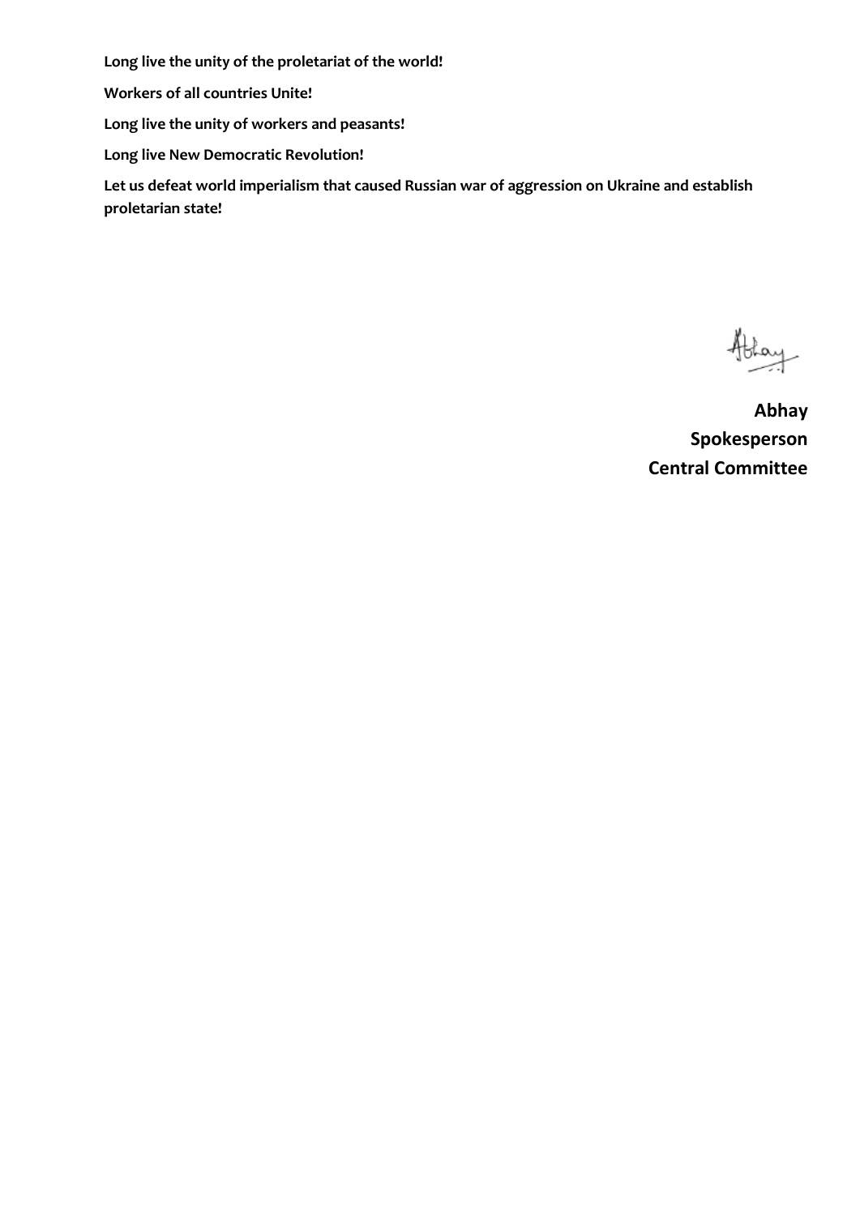**Long live the unity of the proletariat of the world!**

**Workers of all countries Unite!**

**Long live the unity of workers and peasants!**

**Long live New Democratic Revolution!**

**Let us defeat world imperialism that caused Russian war of aggression on Ukraine and establish proletarian state!**

**Abhay**
**Spokesperson**
**Central Committee**